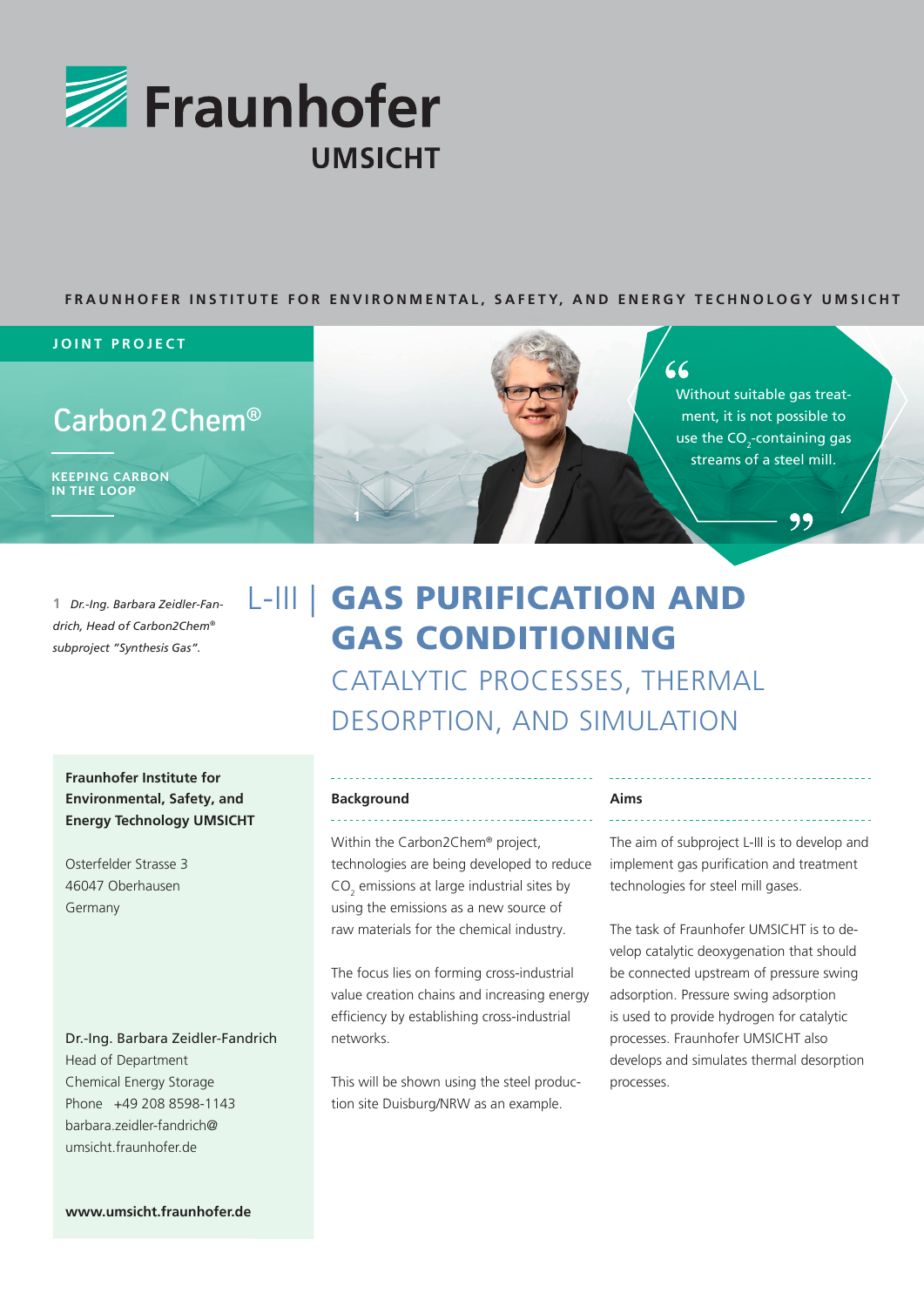Fraunhofer UMSICHT

**FRAUNHOFER INSTITUTE FOR ENVIRONMENTAL, SAFETY, AND ENERGY TECHNOLOGY UMSICHT**

**JOINT PROJECT**

Carbon2Chem®

**KEEPING CARBON IN THE LOOP**

"Without suitable gas treatment, it is not possible to use the $CO_2$-containing gas streams of a steel mill."

**1** *Dr.-Ing. Barbara Zeidler-Fandrich, Head of Carbon2Chem® subproject "Synthesis Gas".*

# L-III | GAS PURIFICATION AND GAS CONDITIONING

## CATALYTIC PROCESSES, THERMAL DESORPTION, AND SIMULATION

**Fraunhofer Institute for Environmental, Safety, and Energy Technology UMSICHT**

Osterfelder Strasse 3
46047 Oberhausen
Germany

Dr.-Ing. Barbara Zeidler-Fandrich
Head of Department
Chemical Energy Storage
Phone +49 208 8598-1143
barbara.zeidler-fandrich@umsicht.fraunhofer.de

**www.umsicht.fraunhofer.de**

### Background

Within the Carbon2Chem® project, technologies are being developed to reduce $CO_2$ emissions at large industrial sites by using the emissions as a new source of raw materials for the chemical industry.

The focus lies on forming cross-industrial value creation chains and increasing energy efficiency by establishing cross-industrial networks.

This will be shown using the steel production site Duisburg/NRW as an example.

### Aims

The aim of subproject L-III is to develop and implement gas purification and treatment technologies for steel mill gases.

The task of Fraunhofer UMSICHT is to develop catalytic deoxygenation that should be connected upstream of pressure swing adsorption. Pressure swing adsorption is used to provide hydrogen for catalytic processes. Fraunhofer UMSICHT also develops and simulates thermal desorption processes.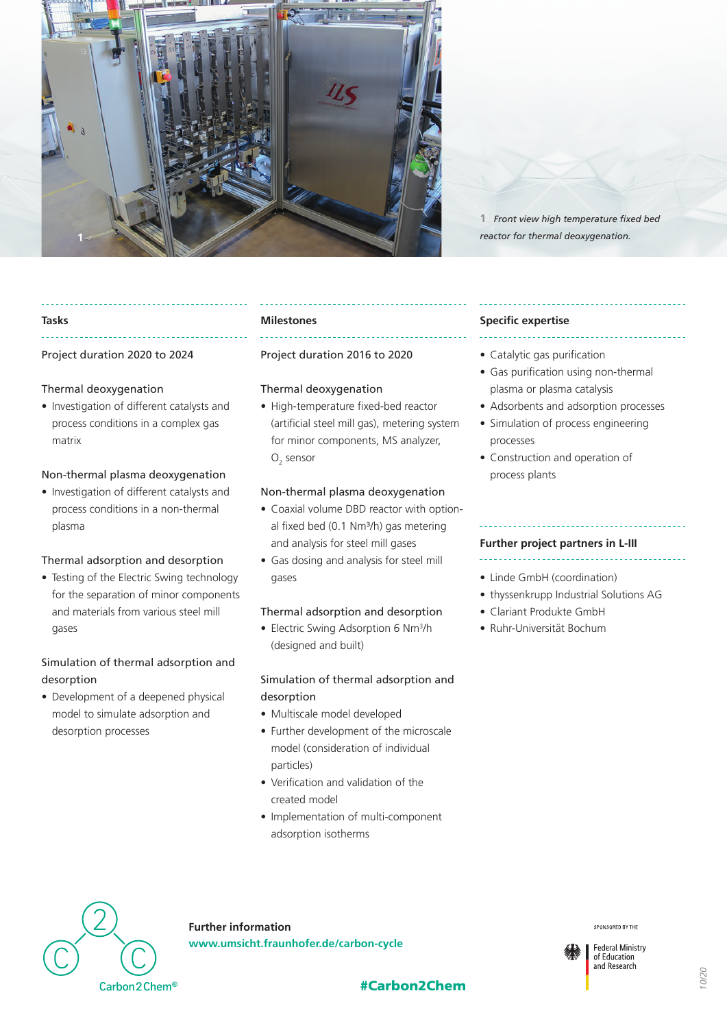1 *Front view high temperature fixed bed reactor for thermal deoxygenation.*

## Tasks

Project duration 2020 to 2024

Thermal deoxygenation

- Investigation of different catalysts and process conditions in a complex gas matrix

Non-thermal plasma deoxygenation

- Investigation of different catalysts and process conditions in a non-thermal plasma

Thermal adsorption and desorption

- Testing of the Electric Swing technology for the separation of minor components and materials from various steel mill gases

Simulation of thermal adsorption and desorption

- Development of a deepened physical model to simulate adsorption and desorption processes

## Milestones

Project duration 2016 to 2020

Thermal deoxygenation

- High-temperature fixed-bed reactor (artificial steel mill gas), metering system for minor components, MS analyzer, $O_2$ sensor

Non-thermal plasma deoxygenation

- Coaxial volume DBD reactor with optional fixed bed (0.1 Nm³/h) gas metering and analysis for steel mill gases
- Gas dosing and analysis for steel mill gases

Thermal adsorption and desorption

- Electric Swing Adsorption 6 Nm³/h (designed and built)

Simulation of thermal adsorption and desorption

- Multiscale model developed
- Further development of the microscale model (consideration of individual particles)
- Verification and validation of the created model
- Implementation of multi-component adsorption isotherms

## Specific expertise

- Catalytic gas purification
- Gas purification using non-thermal plasma or plasma catalysis
- Adsorbents and adsorption processes
- Simulation of process engineering processes
- Construction and operation of process plants

## Further project partners in L-III

- Linde GmbH (coordination)
- thyssenkrupp Industrial Solutions AG
- Clariant Produkte GmbH
- Ruhr-Universität Bochum

Carbon2Chem®

**Further information**
**www.umsicht.fraunhofer.de/carbon-cycle**

**#Carbon2Chem**

SPONSORED BY THE
Federal Ministry of Education and Research

10/20